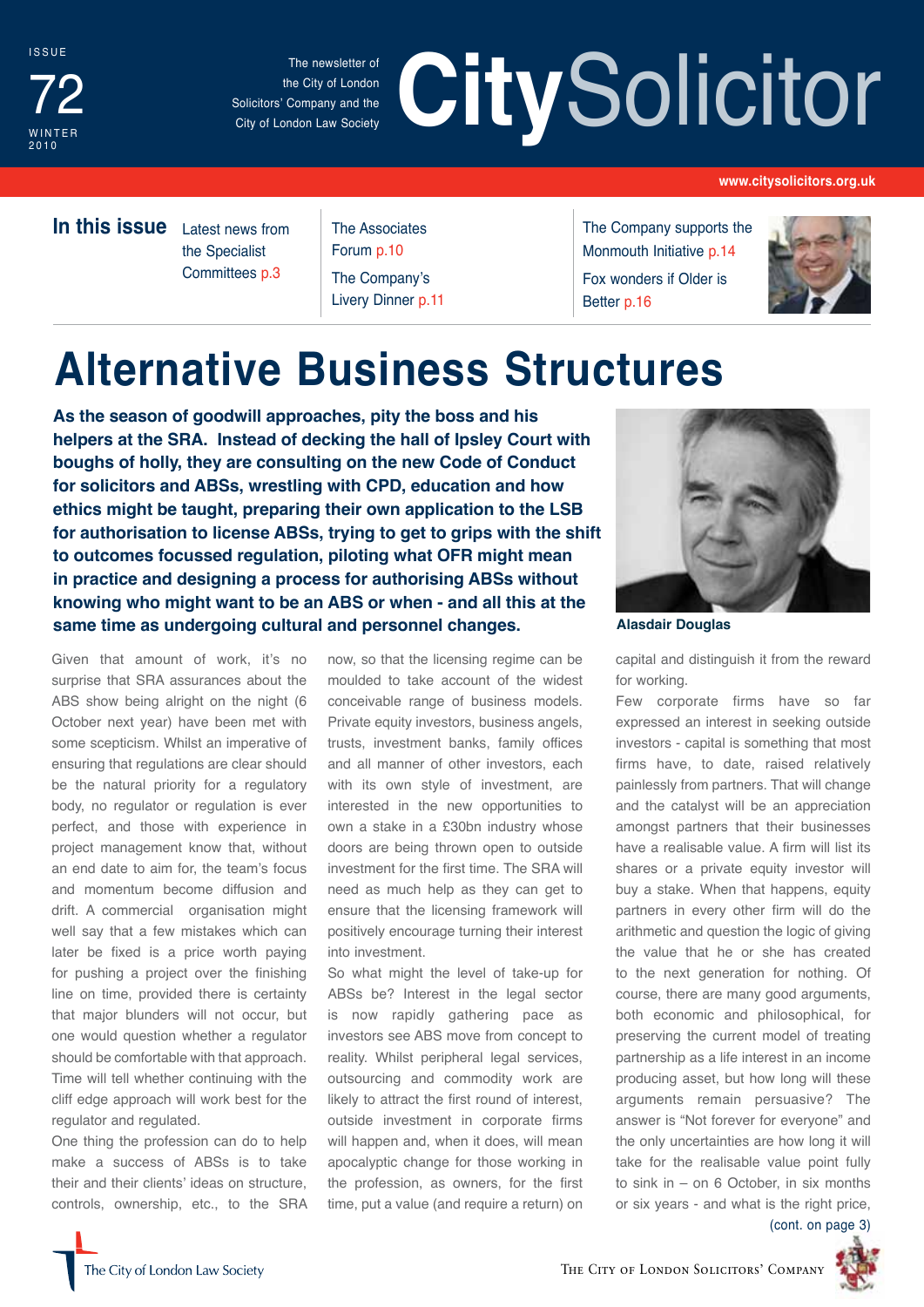ISSUE 72 WINTER 2010

The newsletter of the City of London Solicitors' Company and the City of London Law Society

# CitySolicitor

www.citysolicitors.org.uk

**In this issue**

- Latest news from the Specialist Committees p.3
- The Associates Forum p.10
- The Company's Livery Dinner p.11
- The Company supports the Monmouth Initiative p.14
- Fox wonders if Older is Better p.16

# Alternative Business Structures

**As the season of goodwill approaches, pity the boss and his helpers at the SRA. Instead of decking the hall of Ipsley Court with boughs of holly, they are consulting on the new Code of Conduct for solicitors and ABSs, wrestling with CPD, education and how ethics might be taught, preparing their own application to the LSB for authorisation to license ABSs, trying to get to grips with the shift to outcomes focussed regulation, piloting what OFR might mean in practice and designing a process for authorising ABSs without knowing who might want to be an ABS or when - and all this at the same time as undergoing cultural and personnel changes.**

Alasdair Douglas

Given that amount of work, it's no surprise that SRA assurances about the ABS show being alright on the night (6 October next year) have been met with some scepticism. Whilst an imperative of ensuring that regulations are clear should be the natural priority for a regulatory body, no regulator or regulation is ever perfect, and those with experience in project management know that, without an end date to aim for, the team's focus and momentum become diffusion and drift. A commercial organisation might well say that a few mistakes which can later be fixed is a price worth paying for pushing a project over the finishing line on time, provided there is certainty that major blunders will not occur, but one would question whether a regulator should be comfortable with that approach. Time will tell whether continuing with the cliff edge approach will work best for the regulator and regulated.

One thing the profession can do to help make a success of ABSs is to take their and their clients' ideas on structure, controls, ownership, etc., to the SRA now, so that the licensing regime can be moulded to take account of the widest conceivable range of business models. Private equity investors, business angels, trusts, investment banks, family offices and all manner of other investors, each with its own style of investment, are interested in the new opportunities to own a stake in a £30bn industry whose doors are being thrown open to outside investment for the first time. The SRA will need as much help as they can get to ensure that the licensing framework will positively encourage turning their interest into investment.

So what might the level of take-up for ABSs be? Interest in the legal sector is now rapidly gathering pace as investors see ABS move from concept to reality. Whilst peripheral legal services, outsourcing and commodity work are likely to attract the first round of interest, outside investment in corporate firms will happen and, when it does, will mean apocalyptic change for those working in the profession, as owners, for the first time, put a value (and require a return) on capital and distinguish it from the reward for working.

Few corporate firms have so far expressed an interest in seeking outside investors - capital is something that most firms have, to date, raised relatively painlessly from partners. That will change and the catalyst will be an appreciation amongst partners that their businesses have a realisable value. A firm will list its shares or a private equity investor will buy a stake. When that happens, equity partners in every other firm will do the arithmetic and question the logic of giving the value that he or she has created to the next generation for nothing. Of course, there are many good arguments, both economic and philosophical, for preserving the current model of treating partnership as a life interest in an income producing asset, but how long will these arguments remain persuasive? The answer is "Not forever for everyone" and the only uncertainties are how long it will take for the realisable value point fully to sink in – on 6 October, in six months or six years - and what is the right price,

(cont. on page 3)

The City of London Law Society

The City of London Solicitors' Company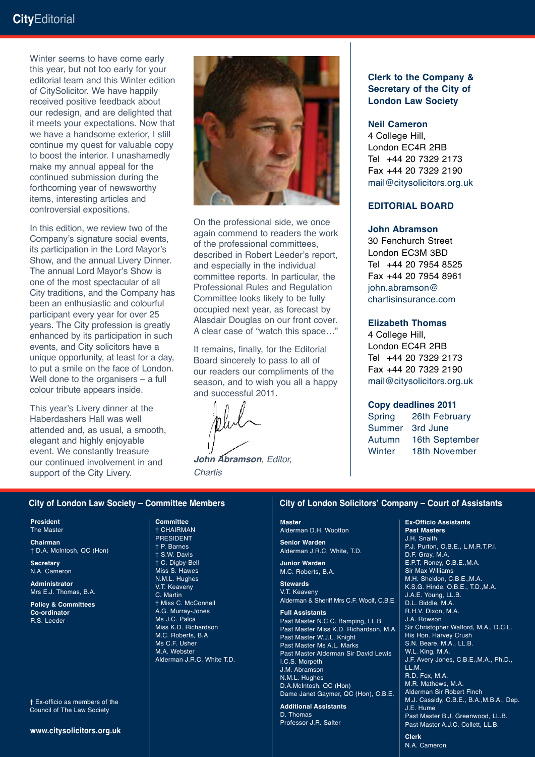# CityEditorial

Winter seems to have come early this year, but not too early for your editorial team and this Winter edition of CitySolicitor. We have happily received positive feedback about our redesign, and are delighted that it meets your expectations. Now that we have a handsome exterior, I still continue my quest for valuable copy to boost the interior. I unashamedly make my annual appeal for the continued submission during the forthcoming year of newsworthy items, interesting articles and controversial expositions.

In this edition, we review two of the Company's signature social events, its participation in the Lord Mayor's Show, and the annual Livery Dinner. The annual Lord Mayor's Show is one of the most spectacular of all City traditions, and the Company has been an enthusiastic and colourful participant every year for over 25 years. The City profession is greatly enhanced by its participation in such events, and City solicitors have a unique opportunity, at least for a day, to put a smile on the face of London. Well done to the organisers – a full colour tribute appears inside.

This year's Livery dinner at the Haberdashers Hall was well attended and, as usual, a smooth, elegant and highly enjoyable event. We constantly treasure our continued involvement in and support of the City Livery.

On the professional side, we once again commend to readers the work of the professional committees, described in Robert Leeder's report, and especially in the individual committee reports. In particular, the Professional Rules and Regulation Committee looks likely to be fully occupied next year, as forecast by Alasdair Douglas on our front cover. A clear case of "watch this space…"

It remains, finally, for the Editorial Board sincerely to pass to all of our readers our compliments of the season, and to wish you all a happy and successful 2011.

***John Abramson****, Editor, Chartis*

**Clerk to the Company & Secretary of the City of London Law Society**

**Neil Cameron**
4 College Hill,
London EC4R 2RB
Tel +44 20 7329 2173
Fax +44 20 7329 2190
mail@citysolicitors.org.uk

**EDITORIAL BOARD**

**John Abramson**
30 Fenchurch Street
London EC3M 3BD
Tel +44 20 7954 8525
Fax +44 20 7954 8961
john.abramson@chartisinsurance.com

**Elizabeth Thomas**
4 College Hill,
London EC4R 2RB
Tel +44 20 7329 2173
Fax +44 20 7329 2190
mail@citysolicitors.org.uk

**Copy deadlines 2011**

| | |
|---|---|
| Spring | 26th February |
| Summer | 3rd June |
| Autumn | 16th September |
| Winter | 18th November |

## City of London Law Society – Committee Members

**President**
The Master

**Chairman**
† D.A. McIntosh, QC (Hon)

**Secretary**
N.A. Cameron

**Administrator**
Mrs E.J. Thomas, B.A.

**Policy & Committees Co-ordinator**
R.S. Leeder

**Committee**
† CHAIRMAN
PRESIDENT
† P. Barnes
† S.W. Davis
† C. Digby-Bell
Miss S. Hawes
N.M.L. Hughes
V.T. Keaveny
C. Martin
† Miss C. McConnell
A.G. Murray-Jones
Ms J.C. Palca
Miss K.D. Richardson
M.C. Roberts, B.A
Ms C.F. Usher
M.A. Webster
Alderman J.R.C. White T.D.

† Ex-officio as members of the Council of The Law Society

**www.citysolicitors.org.uk**

## City of London Solicitors' Company – Court of Assistants

**Master**
Alderman D.H. Wootton

**Senior Warden**
Alderman J.R.C. White, T.D.

**Junior Warden**
M.C. Roberts, B.A.

**Stewards**
V.T. Keaveny
Alderman & Sheriff Mrs C.F. Woolf, C.B.E.

**Full Assistants**
Past Master N.C.C. Bamping, LL.B.
Past Master Miss K.D. Richardson, M.A.
Past Master W.J.L. Knight
Past Master Ms A.L. Marks
Past Master Alderman Sir David Lewis
I.C.S. Morpeth
J.M. Abramson
N.M.L. Hughes
D.A.McIntosh, QC (Hon)
Dame Janet Gaymer, QC (Hon), C.B.E.

**Additional Assistants**
D. Thomas
Professor J.R. Salter

**Ex-Officio Assistants**
**Past Masters**
J.H. Snaith
P.J. Purton, O.B.E., L.M.R.T.P.I.
D.F. Gray, M.A.
E.P.T. Roney, C.B.E.,M.A.
Sir Max Williams
M.H. Sheldon, C.B.E.,M.A.
K.S.G. Hinde, O.B.E., T.D.,M.A.
J.A.E. Young, LL.B.
D.L. Biddle, M.A.
R.H.V. Dixon, M.A.
J.A. Rowson
Sir Christopher Walford, M.A., D.C.L.
His Hon. Harvey Crush
S.N. Beare, M.A., LL.B.
W.L. King, M.A.
J.F. Avery Jones, C.B.E.,M.A., Ph.D., LL.M.
R.D. Fox, M.A.
M.R. Mathews, M.A.
Alderman Sir Robert Finch
M.J. Cassidy, C.B.E., B.A.,M.B.A., Dep.
J.E. Hume
Past Master B.J. Greenwood, LL.B.
Past Master A.J.C. Collett, LL.B.

**Clerk**
N.A. Cameron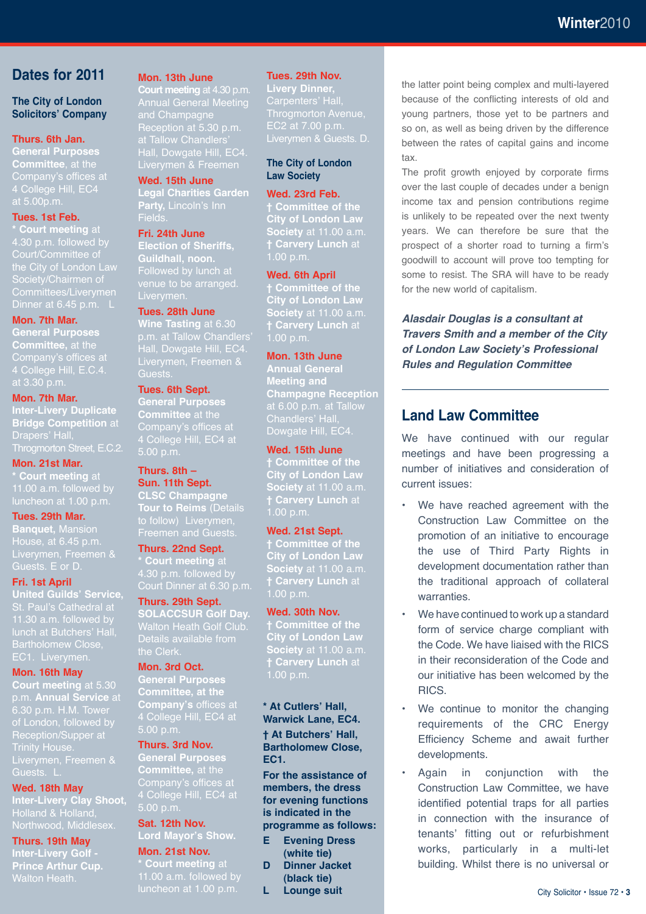## Dates for 2011

### The City of London Solicitors' Company

**Thurs. 6th Jan.**
**General Purposes Committee**, at the Company's offices at 4 College Hill, EC4 at 5.00p.m.

**Tues. 1st Feb.**
*** Court meeting** at 4.30 p.m. followed by Court/Committee of the City of London Law Society/Chairmen of Committees/Liverymen Dinner at 6.45 p.m. L

**Mon. 7th Mar.**
**General Purposes Committee**, at the Company's offices at 4 College Hill, E.C.4. at 3.30 p.m.

**Mon. 7th Mar.**
**Inter-Livery Duplicate Bridge Competition** at Drapers' Hall, Throgmorton Street, E.C.2.

**Mon. 21st Mar.**
*** Court meeting** at 11.00 a.m. followed by luncheon at 1.00 p.m.

**Tues. 29th Mar.**
**Banquet,** Mansion House, at 6.45 p.m. Liverymen, Freemen & Guests. E or D.

**Fri. 1st April**
**United Guilds' Service,** St. Paul's Cathedral at 11.30 a.m. followed by lunch at Butchers' Hall, Bartholomew Close, EC1. Liverymen.

**Mon. 16th May**
**Court meeting** at 5.30 p.m. **Annual Service** at 6.30 p.m. H.M. Tower of London, followed by Reception/Supper at Trinity House. Liverymen, Freemen & Guests. L.

**Wed. 18th May**
**Inter-Livery Clay Shoot,** Holland & Holland, Northwood, Middlesex.

**Thurs. 19th May**
**Inter-Livery Golf - Prince Arthur Cup.** Walton Heath.

**Mon. 13th June**
**Court meeting** at 4.30 p.m. Annual General Meeting and Champagne Reception at 5.30 p.m. at Tallow Chandlers' Hall, Dowgate Hill, EC4. Liverymen & Freemen

**Wed. 15th June**
**Legal Charities Garden Party,** Lincoln's Inn Fields.

**Fri. 24th June**
**Election of Sheriffs, Guildhall, noon.** Followed by lunch at venue to be arranged. Liverymen.

**Tues. 28th June**
**Wine Tasting** at 6.30 p.m. at Tallow Chandlers' Hall, Dowgate Hill, EC4. Liverymen, Freemen & Guests.

**Tues. 6th Sept.**
**General Purposes Committee** at the Company's offices at 4 College Hill, EC4 at 5.00 p.m.

**Thurs. 8th – Sun. 11th Sept.**
**CLSC Champagne Tour to Reims** (Details to follow) Liverymen, Freemen and Guests.

**Thurs. 22nd Sept.**
*** Court meeting** at 4.30 p.m. followed by Court Dinner at 6.30 p.m.

**Thurs. 29th Sept.**
**SOLACCSUR Golf Day.** Walton Heath Golf Club. Details available from the Clerk.

**Mon. 3rd Oct.**
**General Purposes Committee, at the Company's** offices at 4 College Hill, EC4 at 5.00 p.m.

**Thurs. 3rd Nov.**
**General Purposes Committee,** at the Company's offices at 4 College Hill, EC4 at 5.00 p.m.

**Sat. 12th Nov.**
**Lord Mayor's Show.**

**Mon. 21st Nov.**
*** Court meeting** at 11.00 a.m. followed by luncheon at 1.00 p.m.

**Tues. 29th Nov.**
**Livery Dinner,** Carpenters' Hall, Throgmorton Avenue, EC2 at 7.00 p.m. Liverymen & Guests. D.

### The City of London Law Society

**Wed. 23rd Feb.**
**† Committee of the City of London Law Society** at 11.00 a.m.
**† Carvery Lunch** at 1.00 p.m.

**Wed. 6th April**
**† Committee of the City of London Law Society** at 11.00 a.m.
**† Carvery Lunch** at 1.00 p.m.

**Mon. 13th June**
**Annual General Meeting and Champagne Reception** at 6.00 p.m. at Tallow Chandlers' Hall, Dowgate Hill, EC4.

**Wed. 15th June**
**† Committee of the City of London Law Society** at 11.00 a.m.
**† Carvery Lunch** at 1.00 p.m.

**Wed. 21st Sept.**
**† Committee of the City of London Law Society** at 11.00 a.m.
**† Carvery Lunch** at 1.00 p.m.

**Wed. 30th Nov.**
**† Committee of the City of London Law Society** at 11.00 a.m.
**† Carvery Lunch** at 1.00 p.m.

**\* At Cutlers' Hall, Warwick Lane, EC4.**
**† At Butchers' Hall, Bartholomew Close, EC1.**

**For the assistance of members, the dress for evening functions is indicated in the programme as follows:**

- **E** Evening Dress (white tie)
- **D** Dinner Jacket (black tie)
- **L** Lounge suit

the latter point being complex and multi-layered because of the conflicting interests of old and young partners, those yet to be partners and so on, as well as being driven by the difference between the rates of capital gains and income tax.

The profit growth enjoyed by corporate firms over the last couple of decades under a benign income tax and pension contributions regime is unlikely to be repeated over the next twenty years. We can therefore be sure that the prospect of a shorter road to turning a firm's goodwill to account will prove too tempting for some to resist. The SRA will have to be ready for the new world of capitalism.

***Alasdair Douglas is a consultant at Travers Smith and a member of the City of London Law Society's Professional Rules and Regulation Committee***

---

## Land Law Committee

We have continued with our regular meetings and have been progressing a number of initiatives and consideration of current issues:

- We have reached agreement with the Construction Law Committee on the promotion of an initiative to encourage the use of Third Party Rights in development documentation rather than the traditional approach of collateral warranties.
- We have continued to work up a standard form of service charge compliant with the Code. We have liaised with the RICS in their reconsideration of the Code and our initiative has been welcomed by the RICS.
- We continue to monitor the changing requirements of the CRC Energy Efficiency Scheme and await further developments.
- Again in conjunction with the Construction Law Committee, we have identified potential traps for all parties in connection with the insurance of tenants' fitting out or refurbishment works, particularly in a multi-let building. Whilst there is no universal or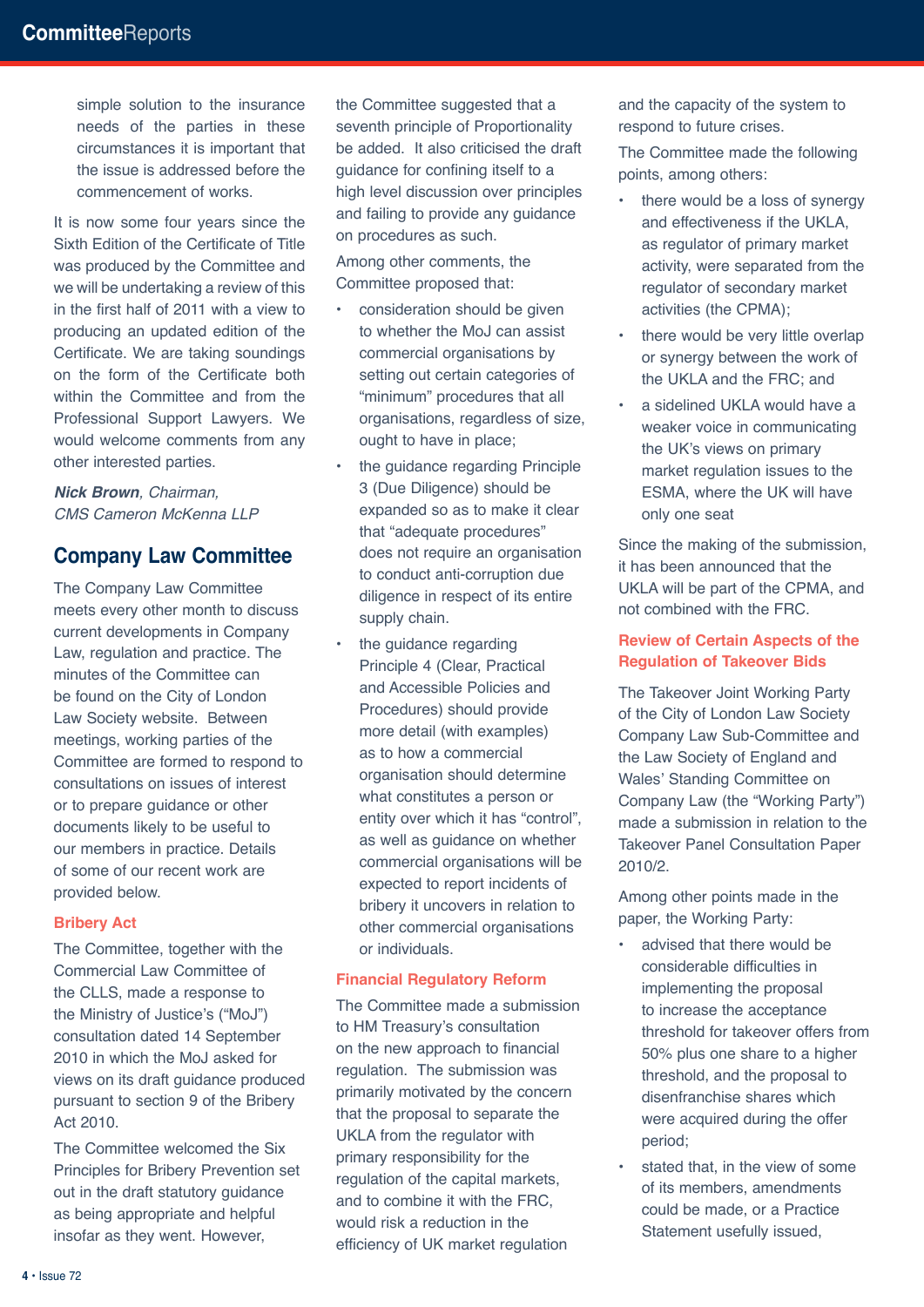simple solution to the insurance needs of the parties in these circumstances it is important that the issue is addressed before the commencement of works.

It is now some four years since the Sixth Edition of the Certificate of Title was produced by the Committee and we will be undertaking a review of this in the first half of 2011 with a view to producing an updated edition of the Certificate. We are taking soundings on the form of the Certificate both within the Committee and from the Professional Support Lawyers. We would welcome comments from any other interested parties.

***Nick Brown**, Chairman,*
*CMS Cameron McKenna LLP*

## Company Law Committee

The Company Law Committee meets every other month to discuss current developments in Company Law, regulation and practice. The minutes of the Committee can be found on the City of London Law Society website. Between meetings, working parties of the Committee are formed to respond to consultations on issues of interest or to prepare guidance or other documents likely to be useful to our members in practice. Details of some of our recent work are provided below.

### Bribery Act

The Committee, together with the Commercial Law Committee of the CLLS, made a response to the Ministry of Justice's ("MoJ") consultation dated 14 September 2010 in which the MoJ asked for views on its draft guidance produced pursuant to section 9 of the Bribery Act 2010.

The Committee welcomed the Six Principles for Bribery Prevention set out in the draft statutory guidance as being appropriate and helpful insofar as they went. However, the Committee suggested that a seventh principle of Proportionality be added. It also criticised the draft guidance for confining itself to a high level discussion over principles and failing to provide any guidance on procedures as such.

Among other comments, the Committee proposed that:

- consideration should be given to whether the MoJ can assist commercial organisations by setting out certain categories of "minimum" procedures that all organisations, regardless of size, ought to have in place;
- the guidance regarding Principle 3 (Due Diligence) should be expanded so as to make it clear that "adequate procedures" does not require an organisation to conduct anti-corruption due diligence in respect of its entire supply chain.
- the guidance regarding Principle 4 (Clear, Practical and Accessible Policies and Procedures) should provide more detail (with examples) as to how a commercial organisation should determine what constitutes a person or entity over which it has "control", as well as guidance on whether commercial organisations will be expected to report incidents of bribery it uncovers in relation to other commercial organisations or individuals.

### Financial Regulatory Reform

The Committee made a submission to HM Treasury's consultation on the new approach to financial regulation. The submission was primarily motivated by the concern that the proposal to separate the UKLA from the regulator with primary responsibility for the regulation of the capital markets, and to combine it with the FRC, would risk a reduction in the efficiency of UK market regulation and the capacity of the system to respond to future crises.

The Committee made the following points, among others:

- there would be a loss of synergy and effectiveness if the UKLA, as regulator of primary market activity, were separated from the regulator of secondary market activities (the CPMA);
- there would be very little overlap or synergy between the work of the UKLA and the FRC; and
- a sidelined UKLA would have a weaker voice in communicating the UK's views on primary market regulation issues to the ESMA, where the UK will have only one seat

Since the making of the submission, it has been announced that the UKLA will be part of the CPMA, and not combined with the FRC.

### Review of Certain Aspects of the Regulation of Takeover Bids

The Takeover Joint Working Party of the City of London Law Society Company Law Sub-Committee and the Law Society of England and Wales' Standing Committee on Company Law (the "Working Party") made a submission in relation to the Takeover Panel Consultation Paper 2010/2.

Among other points made in the paper, the Working Party:

- advised that there would be considerable difficulties in implementing the proposal to increase the acceptance threshold for takeover offers from 50% plus one share to a higher threshold, and the proposal to disenfranchise shares which were acquired during the offer period;
- stated that, in the view of some of its members, amendments could be made, or a Practice Statement usefully issued,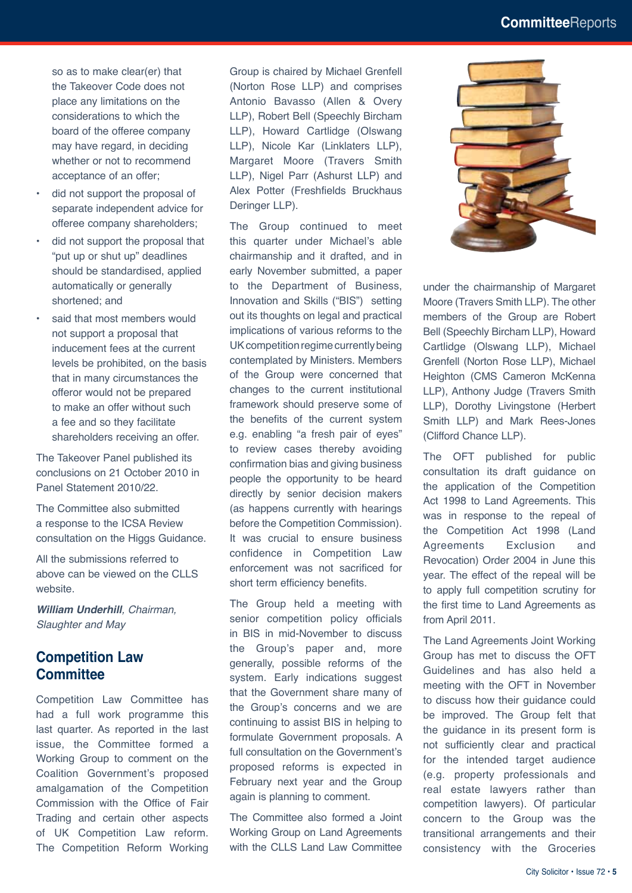so as to make clear(er) that the Takeover Code does not place any limitations on the considerations to which the board of the offeree company may have regard, in deciding whether or not to recommend acceptance of an offer;

- did not support the proposal of separate independent advice for offeree company shareholders;
- did not support the proposal that "put up or shut up" deadlines should be standardised, applied automatically or generally shortened; and
- said that most members would not support a proposal that inducement fees at the current levels be prohibited, on the basis that in many circumstances the offeror would not be prepared to make an offer without such a fee and so they facilitate shareholders receiving an offer.

The Takeover Panel published its conclusions on 21 October 2010 in Panel Statement 2010/22.

The Committee also submitted a response to the ICSA Review consultation on the Higgs Guidance.

All the submissions referred to above can be viewed on the CLLS website.

***William Underhill**, Chairman, Slaughter and May*

## Competition Law Committee

Competition Law Committee has had a full work programme this last quarter. As reported in the last issue, the Committee formed a Working Group to comment on the Coalition Government's proposed amalgamation of the Competition Commission with the Office of Fair Trading and certain other aspects of UK Competition Law reform. The Competition Reform Working Group is chaired by Michael Grenfell (Norton Rose LLP) and comprises Antonio Bavasso (Allen & Overy LLP), Robert Bell (Speechly Bircham LLP), Howard Cartlidge (Olswang LLP), Nicole Kar (Linklaters LLP), Margaret Moore (Travers Smith LLP), Nigel Parr (Ashurst LLP) and Alex Potter (Freshfields Bruckhaus Deringer LLP).

The Group continued to meet this quarter under Michael's able chairmanship and it drafted, and in early November submitted, a paper to the Department of Business, Innovation and Skills ("BIS") setting out its thoughts on legal and practical implications of various reforms to the UK competition regime currently being contemplated by Ministers. Members of the Group were concerned that changes to the current institutional framework should preserve some of the benefits of the current system e.g. enabling "a fresh pair of eyes" to review cases thereby avoiding confirmation bias and giving business people the opportunity to be heard directly by senior decision makers (as happens currently with hearings before the Competition Commission). It was crucial to ensure business confidence in Competition Law enforcement was not sacrificed for short term efficiency benefits.

The Group held a meeting with senior competition policy officials in BIS in mid-November to discuss the Group's paper and, more generally, possible reforms of the system. Early indications suggest that the Government share many of the Group's concerns and we are continuing to assist BIS in helping to formulate Government proposals. A full consultation on the Government's proposed reforms is expected in February next year and the Group again is planning to comment.

The Committee also formed a Joint Working Group on Land Agreements with the CLLS Land Law Committee under the chairmanship of Margaret Moore (Travers Smith LLP). The other members of the Group are Robert Bell (Speechly Bircham LLP), Howard Cartlidge (Olswang LLP), Michael Grenfell (Norton Rose LLP), Michael Heighton (CMS Cameron McKenna LLP), Anthony Judge (Travers Smith LLP), Dorothy Livingstone (Herbert Smith LLP) and Mark Rees-Jones (Clifford Chance LLP).

The OFT published for public consultation its draft guidance on the application of the Competition Act 1998 to Land Agreements. This was in response to the repeal of the Competition Act 1998 (Land Agreements Exclusion and Revocation) Order 2004 in June this year. The effect of the repeal will be to apply full competition scrutiny for the first time to Land Agreements as from April 2011.

The Land Agreements Joint Working Group has met to discuss the OFT Guidelines and has also held a meeting with the OFT in November to discuss how their guidance could be improved. The Group felt that the guidance in its present form is not sufficiently clear and practical for the intended target audience (e.g. property professionals and real estate lawyers rather than competition lawyers). Of particular concern to the Group was the transitional arrangements and their consistency with the Groceries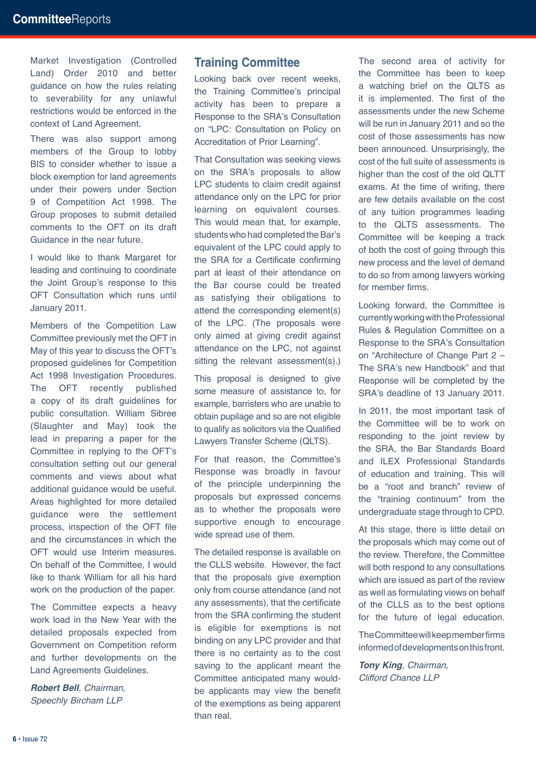Market Investigation (Controlled Land) Order 2010 and better guidance on how the rules relating to severability for any unlawful restrictions would be enforced in the context of Land Agreement.

There was also support among members of the Group to lobby BIS to consider whether to issue a block exemption for land agreements under their powers under Section 9 of Competition Act 1998. The Group proposes to submit detailed comments to the OFT on its draft Guidance in the near future.

I would like to thank Margaret for leading and continuing to coordinate the Joint Group's response to this OFT Consultation which runs until January 2011.

Members of the Competition Law Committee previously met the OFT in May of this year to discuss the OFT's proposed guidelines for Competition Act 1998 Investigation Procedures. The OFT recently published a copy of its draft guidelines for public consultation. William Sibree (Slaughter and May) took the lead in preparing a paper for the Committee in replying to the OFT's consultation setting out our general comments and views about what additional guidance would be useful. Areas highlighted for more detailed guidance were the settlement process, inspection of the OFT file and the circumstances in which the OFT would use Interim measures. On behalf of the Committee, I would like to thank William for all his hard work on the production of the paper.

The Committee expects a heavy work load in the New Year with the detailed proposals expected from Government on Competition reform and further developments on the Land Agreements Guidelines.

***Robert Bell**, Chairman,*
*Speechly Bircham LLP*

## Training Committee

Looking back over recent weeks, the Training Committee's principal activity has been to prepare a Response to the SRA's Consultation on "LPC: Consultation on Policy on Accreditation of Prior Learning".

That Consultation was seeking views on the SRA's proposals to allow LPC students to claim credit against attendance only on the LPC for prior learning on equivalent courses. This would mean that, for example, students who had completed the Bar's equivalent of the LPC could apply to the SRA for a Certificate confirming part at least of their attendance on the Bar course could be treated as satisfying their obligations to attend the corresponding element(s) of the LPC. (The proposals were only aimed at giving credit against attendance on the LPC, not against sitting the relevant assessment(s).)

This proposal is designed to give some measure of assistance to, for example, barristers who are unable to obtain pupilage and so are not eligible to qualify as solicitors via the Qualified Lawyers Transfer Scheme (QLTS).

For that reason, the Committee's Response was broadly in favour of the principle underpinning the proposals but expressed concerns as to whether the proposals were supportive enough to encourage wide spread use of them.

The detailed response is available on the CLLS website. However, the fact that the proposals give exemption only from course attendance (and not any assessments), that the certificate from the SRA confirming the student is eligible for exemptions is not binding on any LPC provider and that there is no certainty as to the cost saving to the applicant meant the Committee anticipated many would-be applicants may view the benefit of the exemptions as being apparent than real.

The second area of activity for the Committee has been to keep a watching brief on the QLTS as it is implemented. The first of the assessments under the new Scheme will be run in January 2011 and so the cost of those assessments has now been announced. Unsurprisingly, the cost of the full suite of assessments is higher than the cost of the old QLTT exams. At the time of writing, there are few details available on the cost of any tuition programmes leading to the QLTS assessments. The Committee will be keeping a track of both the cost of going through this new process and the level of demand to do so from among lawyers working for member firms.

Looking forward, the Committee is currently working with the Professional Rules & Regulation Committee on a Response to the SRA's Consultation on "Architecture of Change Part 2 – The SRA's new Handbook" and that Response will be completed by the SRA's deadline of 13 January 2011.

In 2011, the most important task of the Committee will be to work on responding to the joint review by the SRA, the Bar Standards Board and ILEX Professional Standards of education and training. This will be a "root and branch" review of the "training continuum" from the undergraduate stage through to CPD.

At this stage, there is little detail on the proposals which may come out of the review. Therefore, the Committee will both respond to any consultations which are issued as part of the review as well as formulating views on behalf of the CLLS as to the best options for the future of legal education. The Committee will keep member firms informed of developments on this front.

***Tony King**, Chairman,*
*Clifford Chance LLP*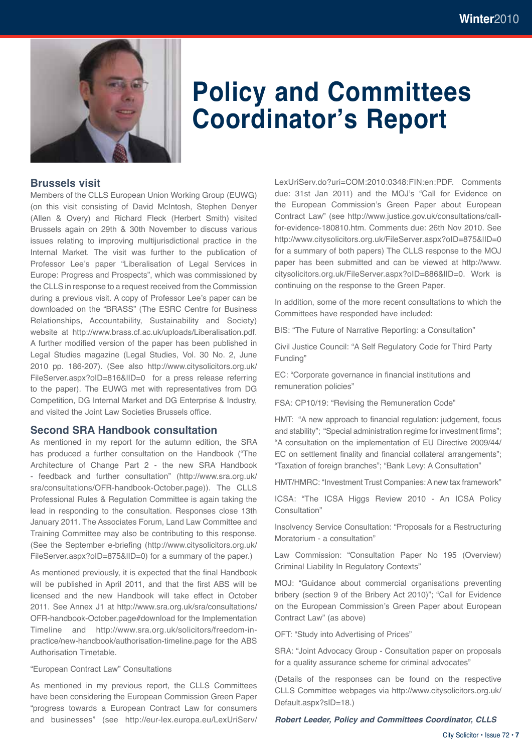# Policy and Committees Coordinator's Report

## Brussels visit

Members of the CLLS European Union Working Group (EUWG) (on this visit consisting of David McIntosh, Stephen Denyer (Allen & Overy) and Richard Fleck (Herbert Smith)) visited Brussels again on 29th & 30th November to discuss various issues relating to improving multijurisdictional practice in the Internal Market. The visit was further to the publication of Professor Lee's paper "Liberalisation of Legal Services in Europe: Progress and Prospects", which was commissioned by the CLLS in response to a request received from the Commission during a previous visit. A copy of Professor Lee's paper can be downloaded on the "BRASS" (The ESRC Centre for Business Relationships, Accountability, Sustainability and Society) website at http://www.brass.cf.ac.uk/uploads/Liberalisation.pdf. A further modified version of the paper has been published in Legal Studies magazine (Legal Studies, Vol. 30 No. 2, June 2010 pp. 186-207). (See also http://www.citysolicitors.org.uk/FileServer.aspx?oID=816&lID=0 for a press release referring to the paper). The EUWG met with representatives from DG Competition, DG Internal Market and DG Enterprise & Industry, and visited the Joint Law Societies Brussels office.

## Second SRA Handbook consultation

As mentioned in my report for the autumn edition, the SRA has produced a further consultation on the Handbook ("The Architecture of Change Part 2 - the new SRA Handbook - feedback and further consultation" (http://www.sra.org.uk/sra/consultations/OFR-handbook-October.page)). The CLLS Professional Rules & Regulation Committee is again taking the lead in responding to the consultation. Responses close 13th January 2011. The Associates Forum, Land Law Committee and Training Committee may also be contributing to this response. (See the September e-briefing (http://www.citysolicitors.org.uk/FileServer.aspx?oID=875&lID=0) for a summary of the paper.)

As mentioned previously, it is expected that the final Handbook will be published in April 2011, and that the first ABS will be licensed and the new Handbook will take effect in October 2011. See Annex J1 at http://www.sra.org.uk/sra/consultations/OFR-handbook-October.page#download for the Implementation Timeline and http://www.sra.org.uk/solicitors/freedom-in-practice/new-handbook/authorisation-timeline.page for the ABS Authorisation Timetable.

"European Contract Law" Consultations

As mentioned in my previous report, the CLLS Committees have been considering the European Commission Green Paper "progress towards a European Contract Law for consumers and businesses" (see http://eur-lex.europa.eu/LexUriServ/LexUriServ.do?uri=COM:2010:0348:FIN:en:PDF. Comments due: 31st Jan 2011) and the MOJ's "Call for Evidence on the European Commission's Green Paper about European Contract Law" (see http://www.justice.gov.uk/consultations/call-for-evidence-180810.htm. Comments due: 26th Nov 2010. See http://www.citysolicitors.org.uk/FileServer.aspx?oID=875&lID=0 for a summary of both papers) The CLLS response to the MOJ paper has been submitted and can be viewed at http://www.citysolicitors.org.uk/FileServer.aspx?oID=886&lID=0. Work is continuing on the response to the Green Paper.

In addition, some of the more recent consultations to which the Committees have responded have included:

BIS: "The Future of Narrative Reporting: a Consultation"

Civil Justice Council: "A Self Regulatory Code for Third Party Funding"

EC: "Corporate governance in financial institutions and remuneration policies"

FSA: CP10/19: "Revising the Remuneration Code"

HMT: "A new approach to financial regulation: judgement, focus and stability"; "Special administration regime for investment firms"; "A consultation on the implementation of EU Directive 2009/44/EC on settlement finality and financial collateral arrangements"; "Taxation of foreign branches"; "Bank Levy: A Consultation"

HMT/HMRC: "Investment Trust Companies: A new tax framework"

ICSA: "The ICSA Higgs Review 2010 - An ICSA Policy Consultation"

Insolvency Service Consultation: "Proposals for a Restructuring Moratorium - a consultation"

Law Commission: "Consultation Paper No 195 (Overview) Criminal Liability In Regulatory Contexts"

MOJ: "Guidance about commercial organisations preventing bribery (section 9 of the Bribery Act 2010)"; "Call for Evidence on the European Commission's Green Paper about European Contract Law" (as above)

OFT: "Study into Advertising of Prices"

SRA: "Joint Advocacy Group - Consultation paper on proposals for a quality assurance scheme for criminal advocates"

(Details of the responses can be found on the respective CLLS Committee webpages via http://www.citysolicitors.org.uk/Default.aspx?sID=18.)

***Robert Leeder, Policy and Committees Coordinator, CLLS***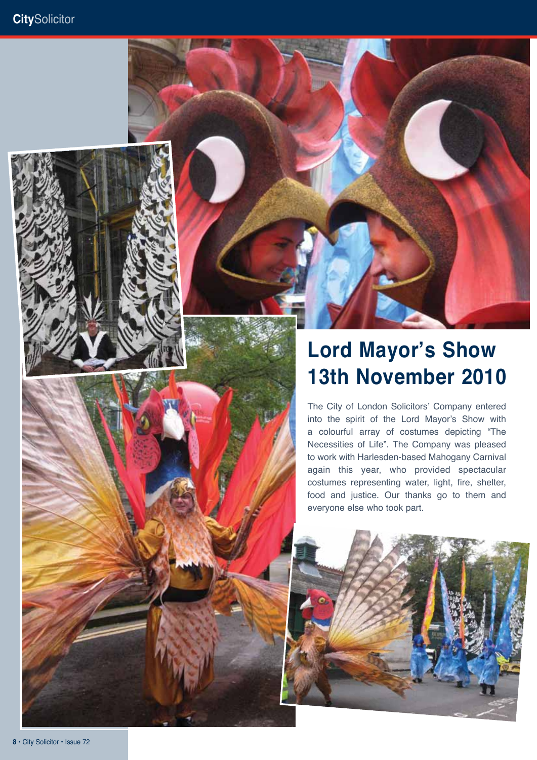# Lord Mayor's Show 13th November 2010

The City of London Solicitors' Company entered into the spirit of the Lord Mayor's Show with a colourful array of costumes depicting "The Necessities of Life". The Company was pleased to work with Harlesden-based Mahogany Carnival again this year, who provided spectacular costumes representing water, light, fire, shelter, food and justice. Our thanks go to them and everyone else who took part.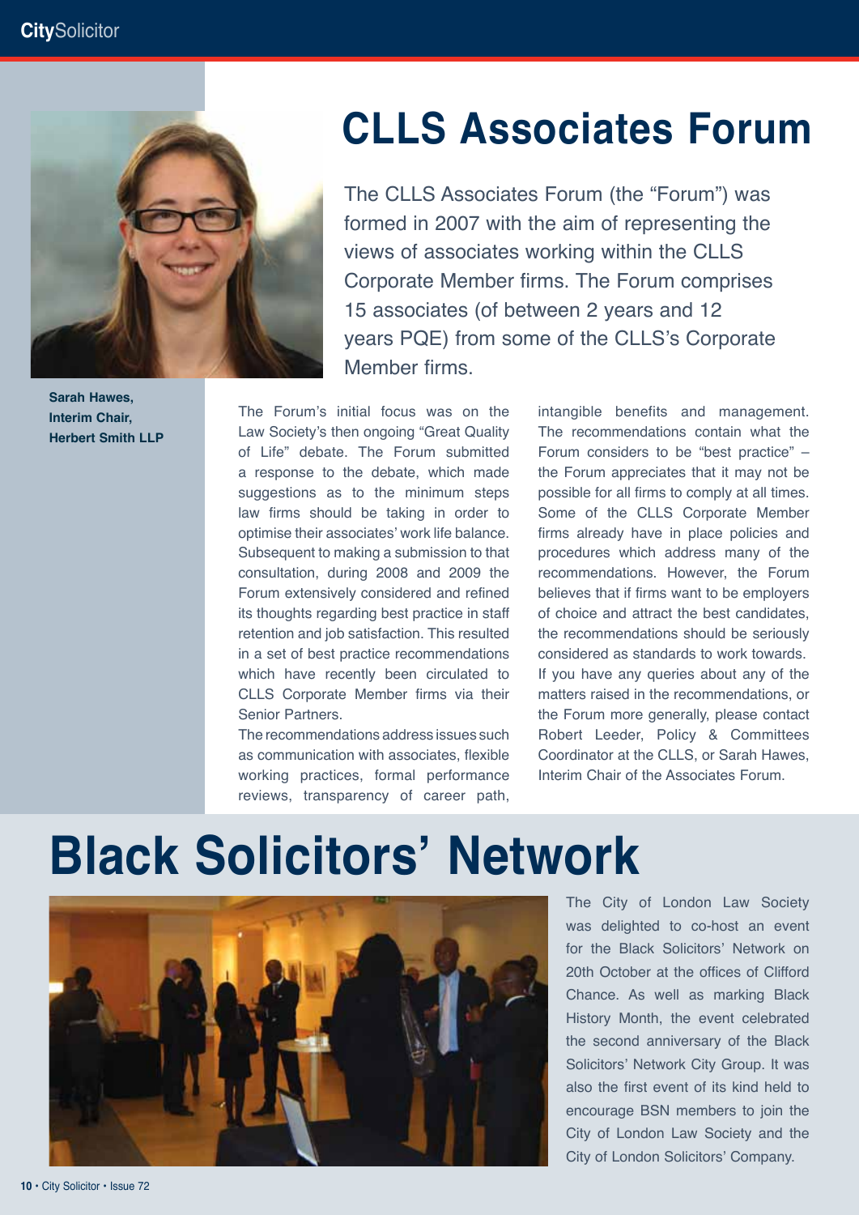# CLLS Associates Forum

The CLLS Associates Forum (the "Forum") was formed in 2007 with the aim of representing the views of associates working within the CLLS Corporate Member firms. The Forum comprises 15 associates (of between 2 years and 12 years PQE) from some of the CLLS's Corporate Member firms.

**Sarah Hawes, Interim Chair, Herbert Smith LLP**

The Forum's initial focus was on the Law Society's then ongoing "Great Quality of Life" debate. The Forum submitted a response to the debate, which made suggestions as to the minimum steps law firms should be taking in order to optimise their associates' work life balance. Subsequent to making a submission to that consultation, during 2008 and 2009 the Forum extensively considered and refined its thoughts regarding best practice in staff retention and job satisfaction. This resulted in a set of best practice recommendations which have recently been circulated to CLLS Corporate Member firms via their Senior Partners.

The recommendations address issues such as communication with associates, flexible working practices, formal performance reviews, transparency of career path, intangible benefits and management. The recommendations contain what the Forum considers to be "best practice" – the Forum appreciates that it may not be possible for all firms to comply at all times. Some of the CLLS Corporate Member firms already have in place policies and procedures which address many of the recommendations. However, the Forum believes that if firms want to be employers of choice and attract the best candidates, the recommendations should be seriously considered as standards to work towards.

If you have any queries about any of the matters raised in the recommendations, or the Forum more generally, please contact Robert Leeder, Policy & Committees Coordinator at the CLLS, or Sarah Hawes, Interim Chair of the Associates Forum.

# Black Solicitors' Network

The City of London Law Society was delighted to co-host an event for the Black Solicitors' Network on 20th October at the offices of Clifford Chance. As well as marking Black History Month, the event celebrated the second anniversary of the Black Solicitors' Network City Group. It was also the first event of its kind held to encourage BSN members to join the City of London Law Society and the City of London Solicitors' Company.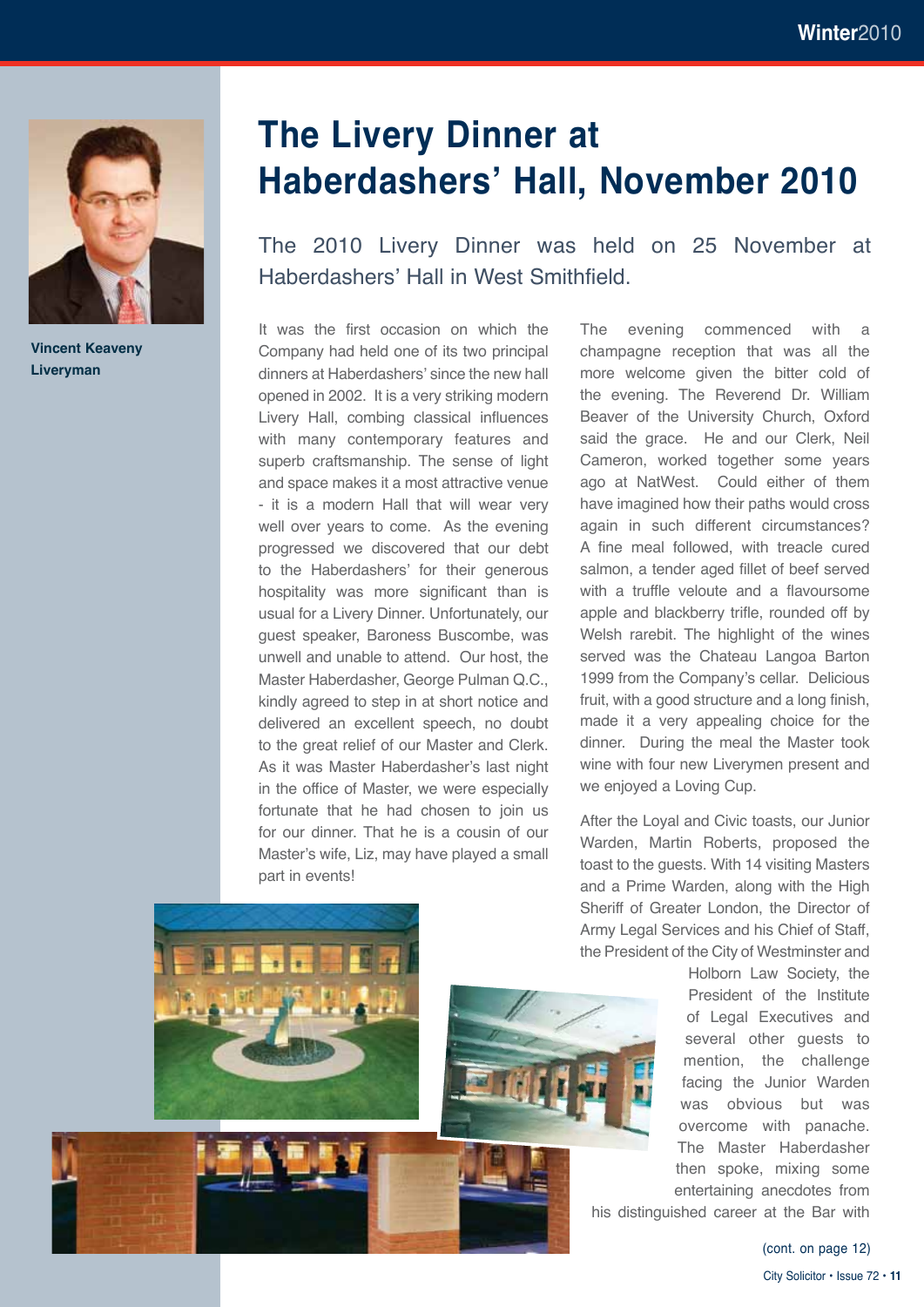Vincent Keaveny
Liveryman

# The Livery Dinner at Haberdashers' Hall, November 2010

The 2010 Livery Dinner was held on 25 November at Haberdashers' Hall in West Smithfield.

It was the first occasion on which the Company had held one of its two principal dinners at Haberdashers' since the new hall opened in 2002. It is a very striking modern Livery Hall, combing classical influences with many contemporary features and superb craftsmanship. The sense of light and space makes it a most attractive venue - it is a modern Hall that will wear very well over years to come. As the evening progressed we discovered that our debt to the Haberdashers' for their generous hospitality was more significant than is usual for a Livery Dinner. Unfortunately, our guest speaker, Baroness Buscombe, was unwell and unable to attend. Our host, the Master Haberdasher, George Pulman Q.C., kindly agreed to step in at short notice and delivered an excellent speech, no doubt to the great relief of our Master and Clerk. As it was Master Haberdasher's last night in the office of Master, we were especially fortunate that he had chosen to join us for our dinner. That he is a cousin of our Master's wife, Liz, may have played a small part in events!

The evening commenced with a champagne reception that was all the more welcome given the bitter cold of the evening. The Reverend Dr. William Beaver of the University Church, Oxford said the grace. He and our Clerk, Neil Cameron, worked together some years ago at NatWest. Could either of them have imagined how their paths would cross again in such different circumstances? A fine meal followed, with treacle cured salmon, a tender aged fillet of beef served with a truffle veloute and a flavoursome apple and blackberry trifle, rounded off by Welsh rarebit. The highlight of the wines served was the Chateau Langoa Barton 1999 from the Company's cellar. Delicious fruit, with a good structure and a long finish, made it a very appealing choice for the dinner. During the meal the Master took wine with four new Liverymen present and we enjoyed a Loving Cup.

After the Loyal and Civic toasts, our Junior Warden, Martin Roberts, proposed the toast to the guests. With 14 visiting Masters and a Prime Warden, along with the High Sheriff of Greater London, the Director of Army Legal Services and his Chief of Staff, the President of the City of Westminster and Holborn Law Society, the President of the Institute of Legal Executives and several other guests to mention, the challenge facing the Junior Warden was obvious but was overcome with panache. The Master Haberdasher then spoke, mixing some entertaining anecdotes from his distinguished career at the Bar with

(cont. on page 12)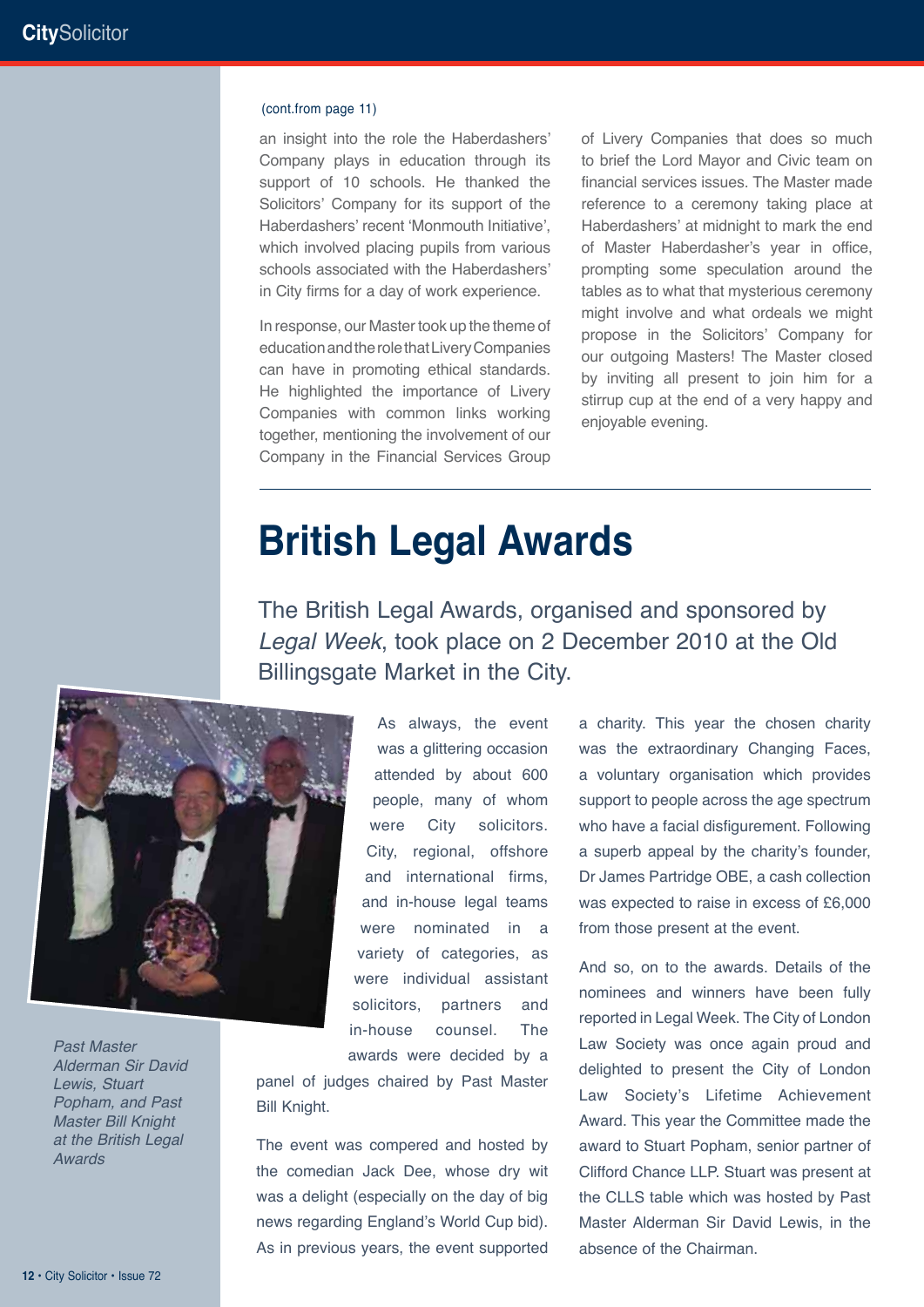(cont.from page 11)

an insight into the role the Haberdashers' Company plays in education through its support of 10 schools. He thanked the Solicitors' Company for its support of the Haberdashers' recent 'Monmouth Initiative', which involved placing pupils from various schools associated with the Haberdashers' in City firms for a day of work experience.

In response, our Master took up the theme of education and the role that Livery Companies can have in promoting ethical standards. He highlighted the importance of Livery Companies with common links working together, mentioning the involvement of our Company in the Financial Services Group of Livery Companies that does so much to brief the Lord Mayor and Civic team on financial services issues. The Master made reference to a ceremony taking place at Haberdashers' at midnight to mark the end of Master Haberdasher's year in office, prompting some speculation around the tables as to what that mysterious ceremony might involve and what ordeals we might propose in the Solicitors' Company for our outgoing Masters! The Master closed by inviting all present to join him for a stirrup cup at the end of a very happy and enjoyable evening.

---

# British Legal Awards

The British Legal Awards, organised and sponsored by *Legal Week*, took place on 2 December 2010 at the Old Billingsgate Market in the City.

*Past Master Alderman Sir David Lewis, Stuart Popham, and Past Master Bill Knight at the British Legal Awards*

As always, the event was a glittering occasion attended by about 600 people, many of whom were City solicitors. City, regional, offshore and international firms, and in-house legal teams were nominated in a variety of categories, as were individual assistant solicitors, partners and in-house counsel. The awards were decided by a panel of judges chaired by Past Master Bill Knight.

The event was compered and hosted by the comedian Jack Dee, whose dry wit was a delight (especially on the day of big news regarding England's World Cup bid). As in previous years, the event supported a charity. This year the chosen charity was the extraordinary Changing Faces, a voluntary organisation which provides support to people across the age spectrum who have a facial disfigurement. Following a superb appeal by the charity's founder, Dr James Partridge OBE, a cash collection was expected to raise in excess of £6,000 from those present at the event.

And so, on to the awards. Details of the nominees and winners have been fully reported in Legal Week. The City of London Law Society was once again proud and delighted to present the City of London Law Society's Lifetime Achievement Award. This year the Committee made the award to Stuart Popham, senior partner of Clifford Chance LLP. Stuart was present at the CLLS table which was hosted by Past Master Alderman Sir David Lewis, in the absence of the Chairman.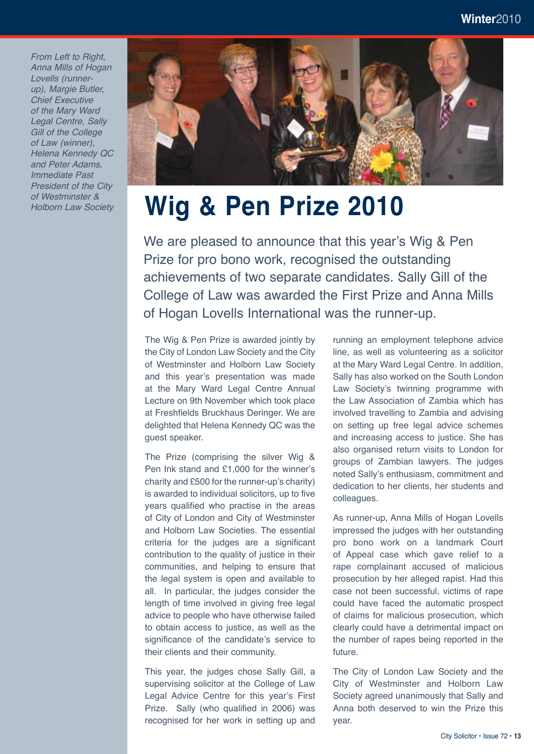*From Left to Right, Anna Mills of Hogan Lovells (runner-up), Margie Butler, Chief Executive of the Mary Ward Legal Centre, Sally Gill of the College of Law (winner), Helena Kennedy QC and Peter Adams, Immediate Past President of the City of Westminster & Holborn Law Society*

# Wig & Pen Prize 2010

We are pleased to announce that this year's Wig & Pen Prize for pro bono work, recognised the outstanding achievements of two separate candidates. Sally Gill of the College of Law was awarded the First Prize and Anna Mills of Hogan Lovells International was the runner-up.

The Wig & Pen Prize is awarded jointly by the City of London Law Society and the City of Westminster and Holborn Law Society and this year's presentation was made at the Mary Ward Legal Centre Annual Lecture on 9th November which took place at Freshfields Bruckhaus Deringer. We are delighted that Helena Kennedy QC was the guest speaker.

The Prize (comprising the silver Wig & Pen Ink stand and £1,000 for the winner's charity and £500 for the runner-up's charity) is awarded to individual solicitors, up to five years qualified who practise in the areas of City of London and City of Westminster and Holborn Law Societies. The essential criteria for the judges are a significant contribution to the quality of justice in their communities, and helping to ensure that the legal system is open and available to all. In particular, the judges consider the length of time involved in giving free legal advice to people who have otherwise failed to obtain access to justice, as well as the significance of the candidate's service to their clients and their community.

This year, the judges chose Sally Gill, a supervising solicitor at the College of Law Legal Advice Centre for this year's First Prize. Sally (who qualified in 2006) was recognised for her work in setting up and running an employment telephone advice line, as well as volunteering as a solicitor at the Mary Ward Legal Centre. In addition, Sally has also worked on the South London Law Society's twinning programme with the Law Association of Zambia which has involved travelling to Zambia and advising on setting up free legal advice schemes and increasing access to justice. She has also organised return visits to London for groups of Zambian lawyers. The judges noted Sally's enthusiasm, commitment and dedication to her clients, her students and colleagues.

As runner-up, Anna Mills of Hogan Lovells impressed the judges with her outstanding pro bono work on a landmark Court of Appeal case which gave relief to a rape complainant accused of malicious prosecution by her alleged rapist. Had this case not been successful, victims of rape could have faced the automatic prospect of claims for malicious prosecution, which clearly could have a detrimental impact on the number of rapes being reported in the future.

The City of London Law Society and the City of Westminster and Holborn Law Society agreed unanimously that Sally and Anna both deserved to win the Prize this year.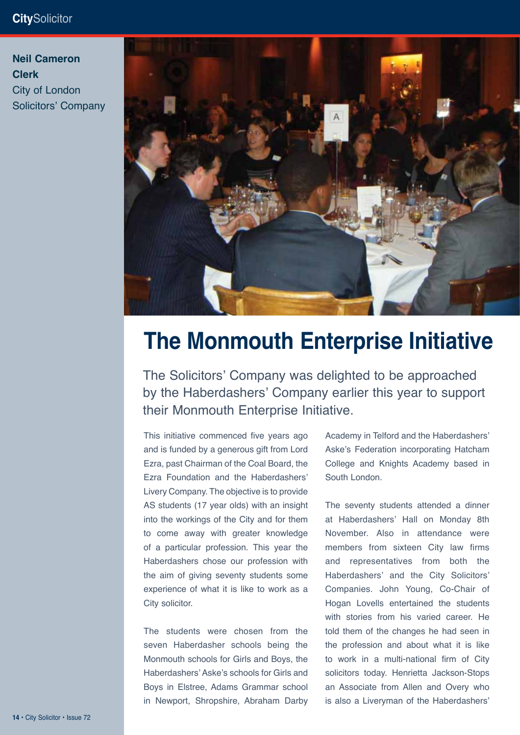**Neil Cameron**
**Clerk**
City of London
Solicitors' Company

# The Monmouth Enterprise Initiative

The Solicitors' Company was delighted to be approached by the Haberdashers' Company earlier this year to support their Monmouth Enterprise Initiative.

This initiative commenced five years ago and is funded by a generous gift from Lord Ezra, past Chairman of the Coal Board, the Ezra Foundation and the Haberdashers' Livery Company. The objective is to provide AS students (17 year olds) with an insight into the workings of the City and for them to come away with greater knowledge of a particular profession. This year the Haberdashers chose our profession with the aim of giving seventy students some experience of what it is like to work as a City solicitor.

The students were chosen from the seven Haberdasher schools being the Monmouth schools for Girls and Boys, the Haberdashers' Aske's schools for Girls and Boys in Elstree, Adams Grammar school in Newport, Shropshire, Abraham Darby Academy in Telford and the Haberdashers' Aske's Federation incorporating Hatcham College and Knights Academy based in South London.

The seventy students attended a dinner at Haberdashers' Hall on Monday 8th November. Also in attendance were members from sixteen City law firms and representatives from both the Haberdashers' and the City Solicitors' Companies. John Young, Co-Chair of Hogan Lovells entertained the students with stories from his varied career. He told them of the changes he had seen in the profession and about what it is like to work in a multi-national firm of City solicitors today. Henrietta Jackson-Stops an Associate from Allen and Overy who is also a Liveryman of the Haberdashers'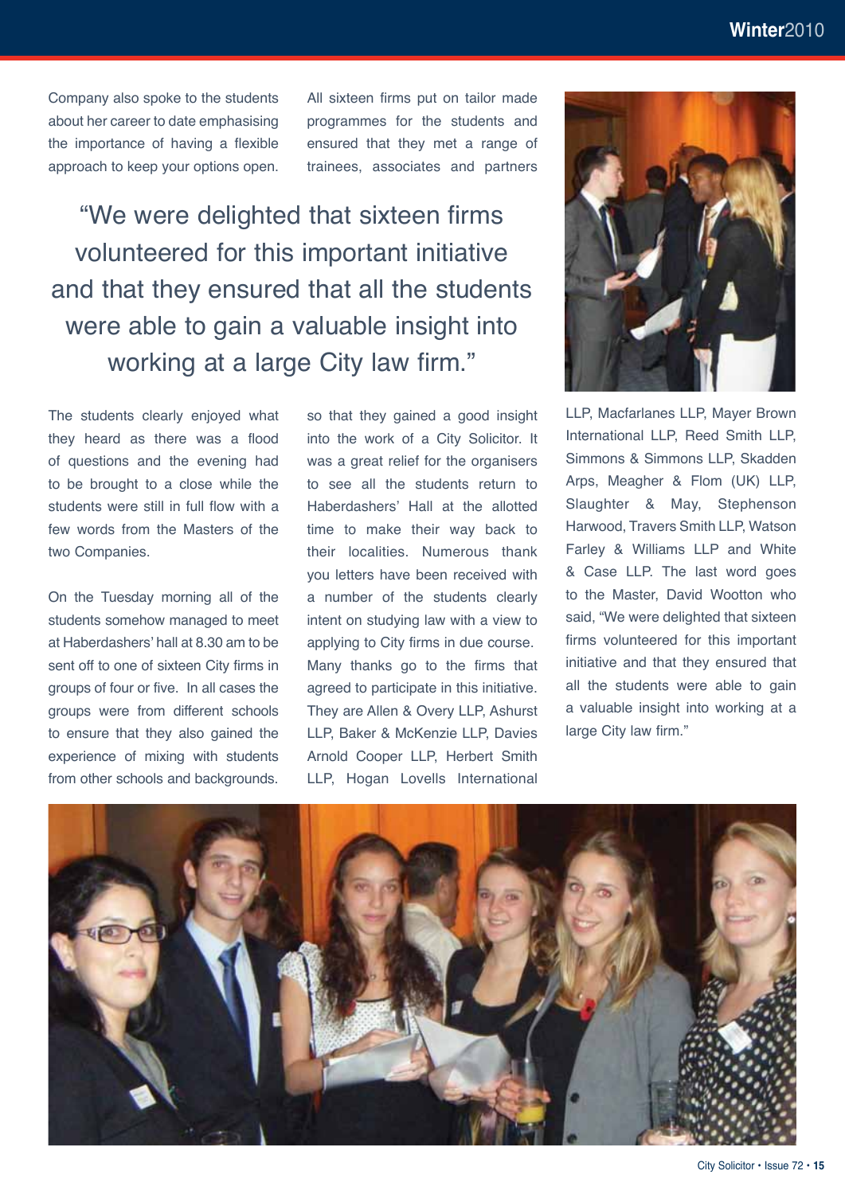Company also spoke to the students about her career to date emphasising the importance of having a flexible approach to keep your options open.

All sixteen firms put on tailor made programmes for the students and ensured that they met a range of trainees, associates and partners so that they gained a good insight into the work of a City Solicitor. It was a great relief for the organisers to see all the students return to Haberdashers' Hall at the allotted time to make their way back to their localities. Numerous thank you letters have been received with a number of the students clearly intent on studying law with a view to applying to City firms in due course.

> "We were delighted that sixteen firms volunteered for this important initiative and that they ensured that all the students were able to gain a valuable insight into working at a large City law firm."

The students clearly enjoyed what they heard as there was a flood of questions and the evening had to be brought to a close while the students were still in full flow with a few words from the Masters of the two Companies.

On the Tuesday morning all of the students somehow managed to meet at Haberdashers' hall at 8.30 am to be sent off to one of sixteen City firms in groups of four or five. In all cases the groups were from different schools to ensure that they also gained the experience of mixing with students from other schools and backgrounds.

Many thanks go to the firms that agreed to participate in this initiative. They are Allen & Overy LLP, Ashurst LLP, Baker & McKenzie LLP, Davies Arnold Cooper LLP, Herbert Smith LLP, Hogan Lovells International LLP, Macfarlanes LLP, Mayer Brown International LLP, Reed Smith LLP, Simmons & Simmons LLP, Skadden Arps, Meagher & Flom (UK) LLP, Slaughter & May, Stephenson Harwood, Travers Smith LLP, Watson Farley & Williams LLP and White & Case LLP. The last word goes to the Master, David Wootton who said, "We were delighted that sixteen firms volunteered for this important initiative and that they ensured that all the students were able to gain a valuable insight into working at a large City law firm."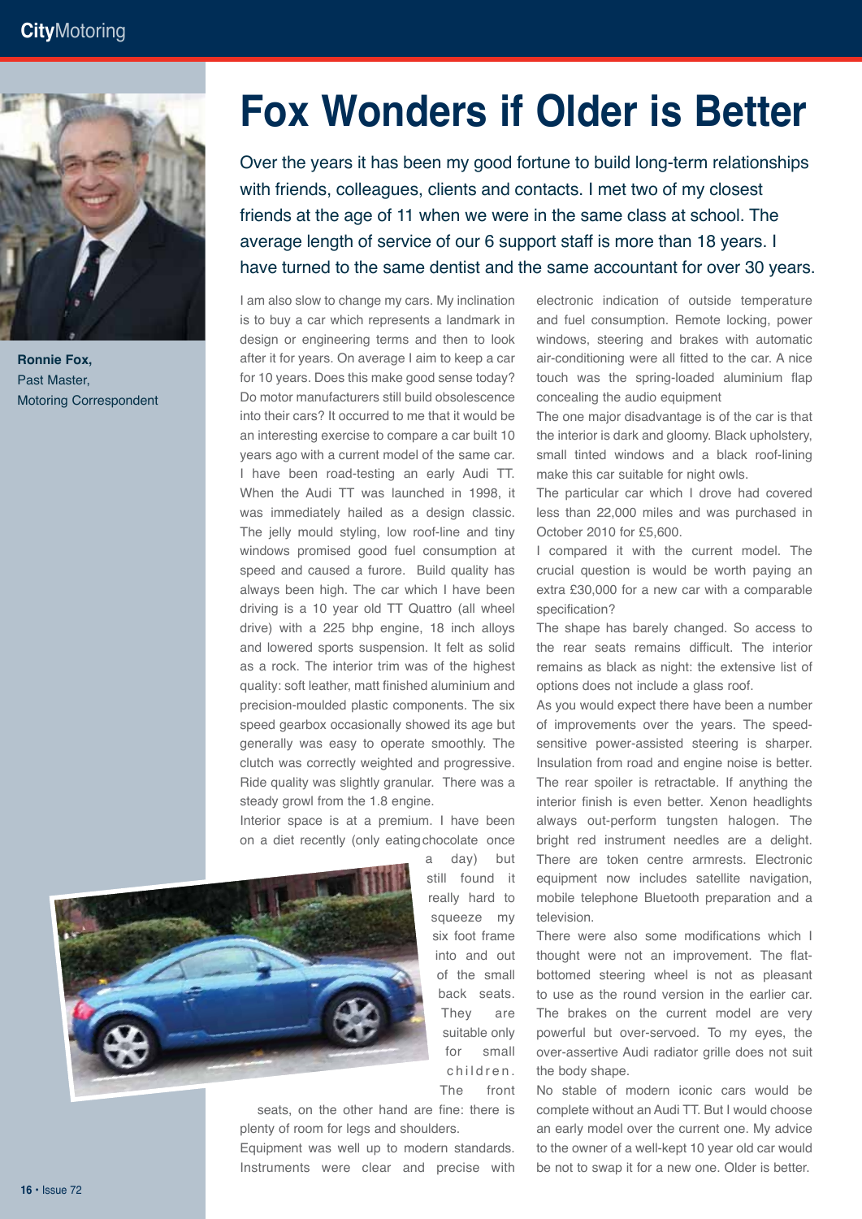# Fox Wonders if Older is Better

**Ronnie Fox,**
Past Master,
Motoring Correspondent

Over the years it has been my good fortune to build long-term relationships with friends, colleagues, clients and contacts. I met two of my closest friends at the age of 11 when we were in the same class at school. The average length of service of our 6 support staff is more than 18 years. I have turned to the same dentist and the same accountant for over 30 years.

I am also slow to change my cars. My inclination is to buy a car which represents a landmark in design or engineering terms and then to look after it for years. On average I aim to keep a car for 10 years. Does this make good sense today? Do motor manufacturers still build obsolescence into their cars? It occurred to me that it would be an interesting exercise to compare a car built 10 years ago with a current model of the same car. I have been road-testing an early Audi TT. When the Audi TT was launched in 1998, it was immediately hailed as a design classic. The jelly mould styling, low roof-line and tiny windows promised good fuel consumption at speed and caused a furore. Build quality has always been high. The car which I have been driving is a 10 year old TT Quattro (all wheel drive) with a 225 bhp engine, 18 inch alloys and lowered sports suspension. It felt as solid as a rock. The interior trim was of the highest quality: soft leather, matt finished aluminium and precision-moulded plastic components. The six speed gearbox occasionally showed its age but generally was easy to operate smoothly. The clutch was correctly weighted and progressive. Ride quality was slightly granular. There was a steady growl from the 1.8 engine.

Interior space is at a premium. I have been on a diet recently (only eating chocolate once a day) but still found it really hard to squeeze my six foot frame into and out of the small back seats. They are suitable only for small children. The front seats, on the other hand are fine: there is plenty of room for legs and shoulders.

Equipment was well up to modern standards. Instruments were clear and precise with electronic indication of outside temperature and fuel consumption. Remote locking, power windows, steering and brakes with automatic air-conditioning were all fitted to the car. A nice touch was the spring-loaded aluminium flap concealing the audio equipment

The one major disadvantage is of the car is that the interior is dark and gloomy. Black upholstery, small tinted windows and a black roof-lining make this car suitable for night owls.

The particular car which I drove had covered less than 22,000 miles and was purchased in October 2010 for £5,600.

I compared it with the current model. The crucial question is would be worth paying an extra £30,000 for a new car with a comparable specification?

The shape has barely changed. So access to the rear seats remains difficult. The interior remains as black as night: the extensive list of options does not include a glass roof.

As you would expect there have been a number of improvements over the years. The speed-sensitive power-assisted steering is sharper. Insulation from road and engine noise is better. The rear spoiler is retractable. If anything the interior finish is even better. Xenon headlights always out-perform tungsten halogen. The bright red instrument needles are a delight. There are token centre armrests. Electronic equipment now includes satellite navigation, mobile telephone Bluetooth preparation and a television.

There were also some modifications which I thought were not an improvement. The flat-bottomed steering wheel is not as pleasant to use as the round version in the earlier car. The brakes on the current model are very powerful but over-servoed. To my eyes, the over-assertive Audi radiator grille does not suit the body shape.

No stable of modern iconic cars would be complete without an Audi TT. But I would choose an early model over the current one. My advice to the owner of a well-kept 10 year old car would be not to swap it for a new one. Older is better.